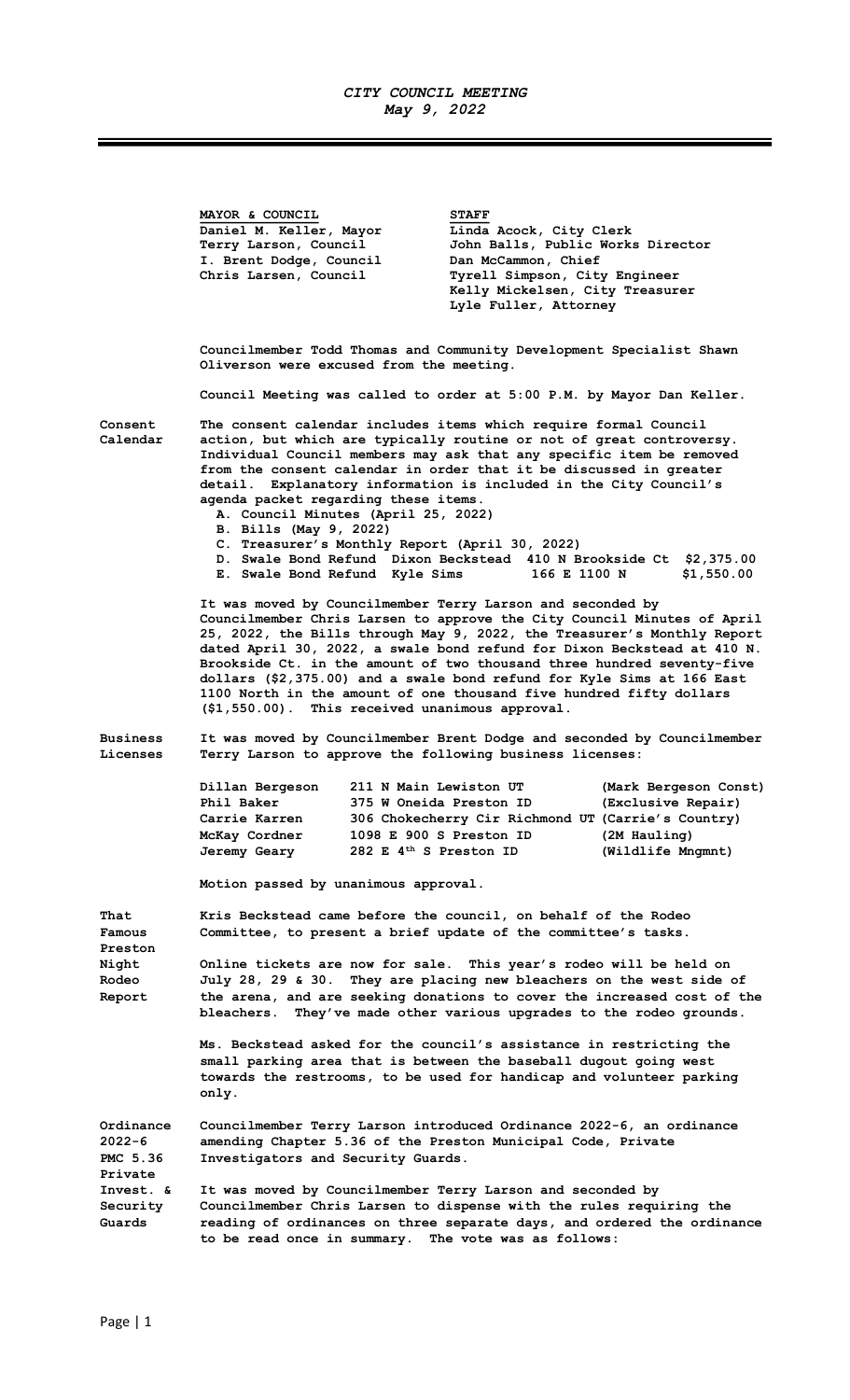# *CITY COUNCIL MEETING*
## *May 9, 2022*

| MAYOR & COUNCIL | STAFF |
|---|---|
| Daniel M. Keller, Mayor | Linda Acock, City Clerk |
| Terry Larson, Council | John Balls, Public Works Director |
| I. Brent Dodge, Council | Dan McCammon, Chief |
| Chris Larsen, Council | Tyrell Simpson, City Engineer |
| | Kelly Mickelsen, City Treasurer |
| | Lyle Fuller, Attorney |

Councilmember Todd Thomas and Community Development Specialist Shawn Oliverson were excused from the meeting.

Council Meeting was called to order at 5:00 P.M. by Mayor Dan Keller.

**Consent Calendar**

The consent calendar includes items which require formal Council action, but which are typically routine or not of great controversy. Individual Council members may ask that any specific item be removed from the consent calendar in order that it be discussed in greater detail. Explanatory information is included in the City Council's agenda packet regarding these items.

A. Council Minutes (April 25, 2022)
B. Bills (May 9, 2022)
C. Treasurer's Monthly Report (April 30, 2022)
D. Swale Bond Refund Dixon Beckstead 410 N Brookside Ct $2,375.00
E. Swale Bond Refund Kyle Sims 166 E 1100 N $1,550.00

It was moved by Councilmember Terry Larson and seconded by Councilmember Chris Larsen to approve the City Council Minutes of April 25, 2022, the Bills through May 9, 2022, the Treasurer's Monthly Report dated April 30, 2022, a swale bond refund for Dixon Beckstead at 410 N. Brookside Ct. in the amount of two thousand three hundred seventy-five dollars ($2,375.00) and a swale bond refund for Kyle Sims at 166 East 1100 North in the amount of one thousand five hundred fifty dollars ($1,550.00). This received unanimous approval.

**Business Licenses**

It was moved by Councilmember Brent Dodge and seconded by Councilmember Terry Larson to approve the following business licenses:

| | | |
|---|---|---|
| Dillan Bergeson | 211 N Main Lewiston UT | (Mark Bergeson Const) |
| Phil Baker | 375 W Oneida Preston ID | (Exclusive Repair) |
| Carrie Karren | 306 Chokecherry Cir Richmond UT | (Carrie's Country) |
| McKay Cordner | 1098 E 900 S Preston ID | (2M Hauling) |
| Jeremy Geary | 282 E 4th S Preston ID | (Wildlife Mngmnt) |

Motion passed by unanimous approval.

**That Famous Preston Night Rodeo Report**

Kris Beckstead came before the council, on behalf of the Rodeo Committee, to present a brief update of the committee's tasks.

Online tickets are now for sale. This year's rodeo will be held on July 28, 29 & 30. They are placing new bleachers on the west side of the arena, and are seeking donations to cover the increased cost of the bleachers. They've made other various upgrades to the rodeo grounds.

Ms. Beckstead asked for the council's assistance in restricting the small parking area that is between the baseball dugout going west towards the restrooms, to be used for handicap and volunteer parking only.

**Ordinance 2022-6 PMC 5.36 Private Invest. & Security Guards**

Councilmember Terry Larson introduced Ordinance 2022-6, an ordinance amending Chapter 5.36 of the Preston Municipal Code, Private Investigators and Security Guards.

It was moved by Councilmember Terry Larson and seconded by Councilmember Chris Larsen to dispense with the rules requiring the reading of ordinances on three separate days, and ordered the ordinance to be read once in summary. The vote was as follows: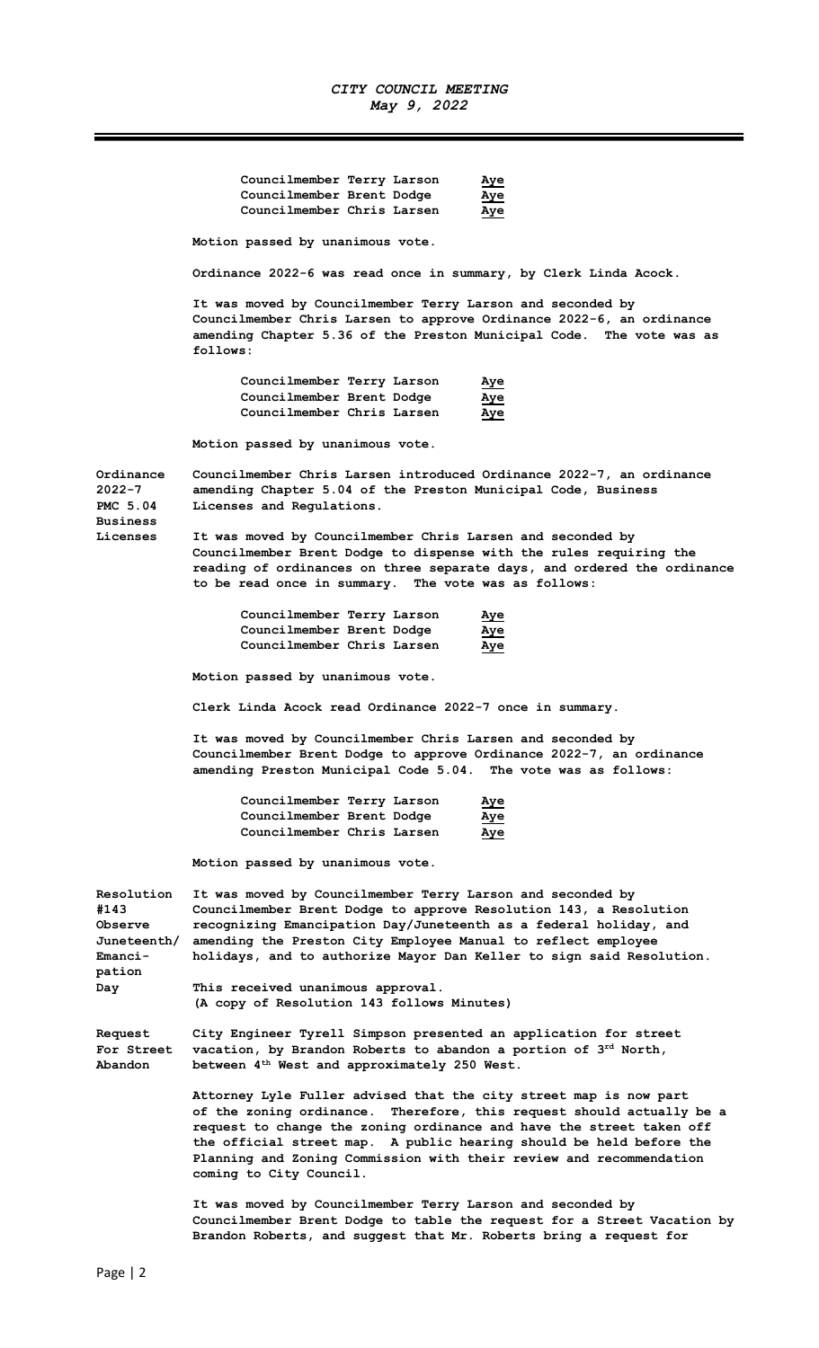Councilmember Terry Larson **Aye**
Councilmember Brent Dodge **Aye**
Councilmember Chris Larsen **Aye**

Motion passed by unanimous vote.

Ordinance 2022-6 was read once in summary, by Clerk Linda Acock.

It was moved by Councilmember Terry Larson and seconded by Councilmember Chris Larsen to approve Ordinance 2022-6, an ordinance amending Chapter 5.36 of the Preston Municipal Code. The vote was as follows:

Councilmember Terry Larson **Aye**
Councilmember Brent Dodge **Aye**
Councilmember Chris Larsen **Aye**

Motion passed by unanimous vote.

**Ordinance 2022-7 PMC 5.04 Business Licenses**

Councilmember Chris Larsen introduced Ordinance 2022-7, an ordinance amending Chapter 5.04 of the Preston Municipal Code, Business Licenses and Regulations.

It was moved by Councilmember Chris Larsen and seconded by Councilmember Brent Dodge to dispense with the rules requiring the reading of ordinances on three separate days, and ordered the ordinance to be read once in summary. The vote was as follows:

Councilmember Terry Larson **Aye**
Councilmember Brent Dodge **Aye**
Councilmember Chris Larsen **Aye**

Motion passed by unanimous vote.

Clerk Linda Acock read Ordinance 2022-7 once in summary.

It was moved by Councilmember Chris Larsen and seconded by Councilmember Brent Dodge to approve Ordinance 2022-7, an ordinance amending Preston Municipal Code 5.04. The vote was as follows:

Councilmember Terry Larson **Aye**
Councilmember Brent Dodge **Aye**
Councilmember Chris Larsen **Aye**

Motion passed by unanimous vote.

**Resolution #143 Observe Juneteenth/ Emancipation Day**

It was moved by Councilmember Terry Larson and seconded by Councilmember Brent Dodge to approve Resolution 143, a Resolution recognizing Emancipation Day/Juneteenth as a federal holiday, and amending the Preston City Employee Manual to reflect employee holidays, and to authorize Mayor Dan Keller to sign said Resolution.

This received unanimous approval.
(A copy of Resolution 143 follows Minutes)

**Request For Street Abandon**

City Engineer Tyrell Simpson presented an application for street vacation, by Brandon Roberts to abandon a portion of 3rd North, between 4th West and approximately 250 West.

Attorney Lyle Fuller advised that the city street map is now part of the zoning ordinance. Therefore, this request should actually be a request to change the zoning ordinance and have the street taken off the official street map. A public hearing should be held before the Planning and Zoning Commission with their review and recommendation coming to City Council.

It was moved by Councilmember Terry Larson and seconded by Councilmember Brent Dodge to table the request for a Street Vacation by Brandon Roberts, and suggest that Mr. Roberts bring a request for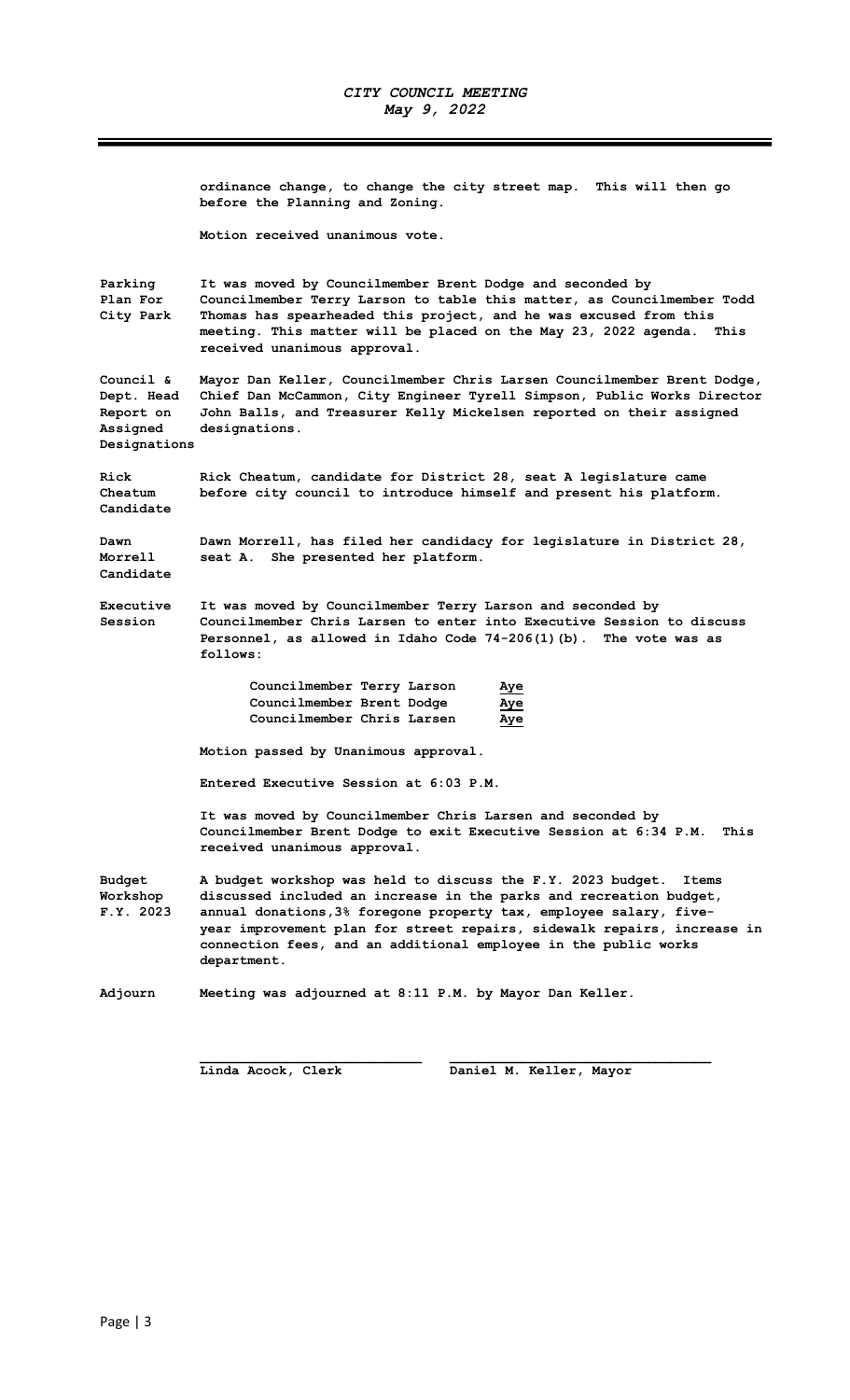ordinance change, to change the city street map. This will then go before the Planning and Zoning.

Motion received unanimous vote.

**Parking Plan For City Park**

It was moved by Councilmember Brent Dodge and seconded by Councilmember Terry Larson to table this matter, as Councilmember Todd Thomas has spearheaded this project, and he was excused from this meeting. This matter will be placed on the May 23, 2022 agenda. This received unanimous approval.

**Council & Dept. Head Report on Assigned Designations**

Mayor Dan Keller, Councilmember Chris Larsen Councilmember Brent Dodge, Chief Dan McCammon, City Engineer Tyrell Simpson, Public Works Director John Balls, and Treasurer Kelly Mickelsen reported on their assigned designations.

**Rick Cheatum Candidate**

Rick Cheatum, candidate for District 28, seat A legislature came before city council to introduce himself and present his platform.

**Dawn Morrell Candidate**

Dawn Morrell, has filed her candidacy for legislature in District 28, seat A. She presented her platform.

**Executive Session**

It was moved by Councilmember Terry Larson and seconded by Councilmember Chris Larsen to enter into Executive Session to discuss Personnel, as allowed in Idaho Code 74-206(1)(b). The vote was as follows:

| | |
|---|---|
| Councilmember Terry Larson | Aye |
| Councilmember Brent Dodge | Aye |
| Councilmember Chris Larsen | Aye |

Motion passed by Unanimous approval.

Entered Executive Session at 6:03 P.M.

It was moved by Councilmember Chris Larsen and seconded by Councilmember Brent Dodge to exit Executive Session at 6:34 P.M. This received unanimous approval.

**Budget Workshop F.Y. 2023**

A budget workshop was held to discuss the F.Y. 2023 budget. Items discussed included an increase in the parks and recreation budget, annual donations,3% foregone property tax, employee salary, five-year improvement plan for street repairs, sidewalk repairs, increase in connection fees, and an additional employee in the public works department.

**Adjourn**

Meeting was adjourned at 8:11 P.M. by Mayor Dan Keller.

Linda Acock, Clerk

Daniel M. Keller, Mayor